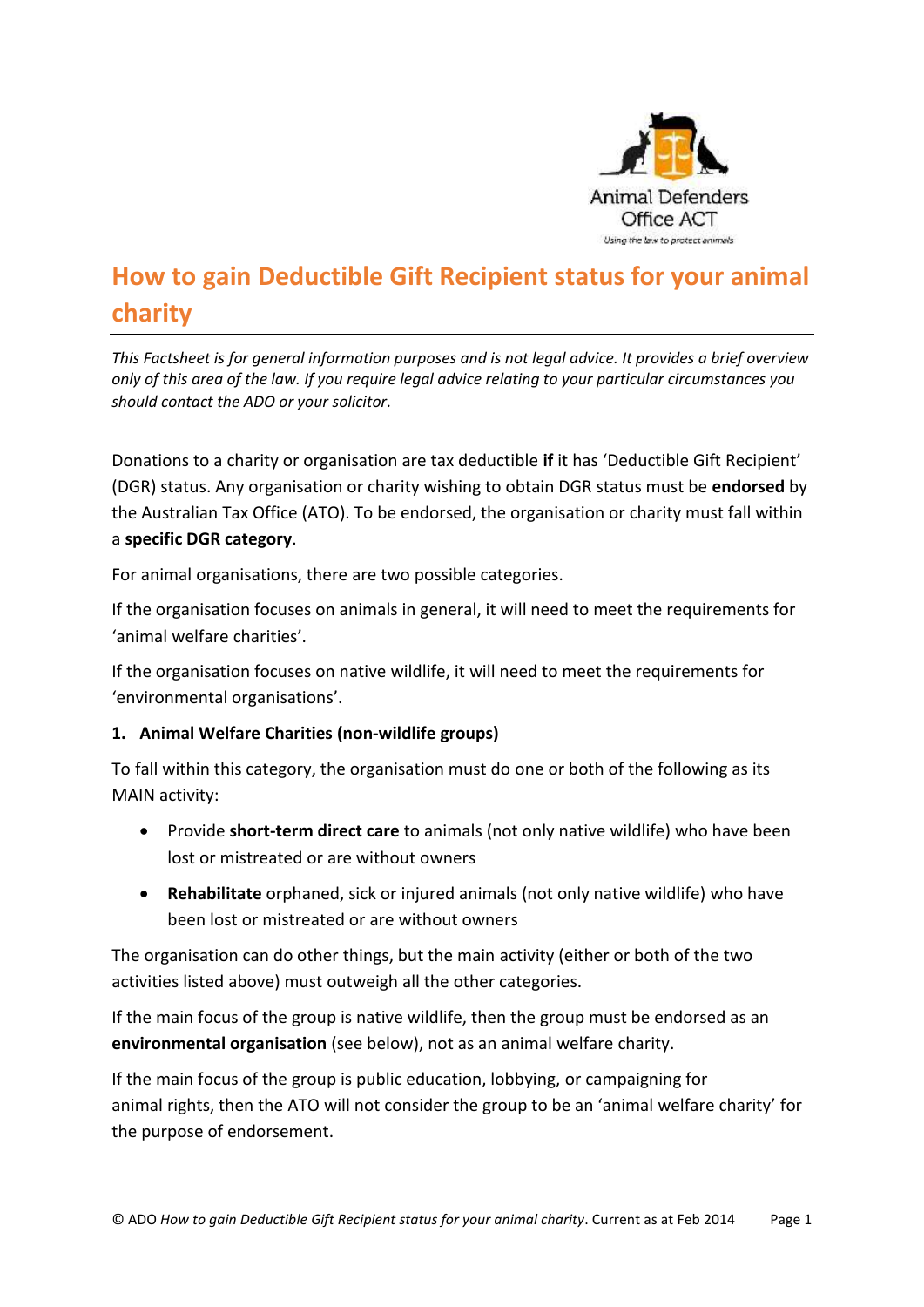# How to gain Deductible Gift Recipient status for your animal charity

*This Factsheet is for general information purposes and is not legal advice. It provides a brief overview only of this area of the law. If you require legal advice relating to your particular circumstances you should contact the ADO or your solicitor.*

Donations to a charity or organisation are tax deductible **if** it has 'Deductible Gift Recipient' (DGR) status. Any organisation or charity wishing to obtain DGR status must be **endorsed** by the Australian Tax Office (ATO). To be endorsed, the organisation or charity must fall within a **specific DGR category**.

For animal organisations, there are two possible categories.

If the organisation focuses on animals in general, it will need to meet the requirements for 'animal welfare charities'.

If the organisation focuses on native wildlife, it will need to meet the requirements for 'environmental organisations'.

### 1. Animal Welfare Charities (non-wildlife groups)

To fall within this category, the organisation must do one or both of the following as its MAIN activity:

- Provide **short-term direct care** to animals (not only native wildlife) who have been lost or mistreated or are without owners
- **Rehabilitate** orphaned, sick or injured animals (not only native wildlife) who have been lost or mistreated or are without owners

The organisation can do other things, but the main activity (either or both of the two activities listed above) must outweigh all the other categories.

If the main focus of the group is native wildlife, then the group must be endorsed as an **environmental organisation** (see below), not as an animal welfare charity.

If the main focus of the group is public education, lobbying, or campaigning for animal rights, then the ATO will not consider the group to be an 'animal welfare charity' for the purpose of endorsement.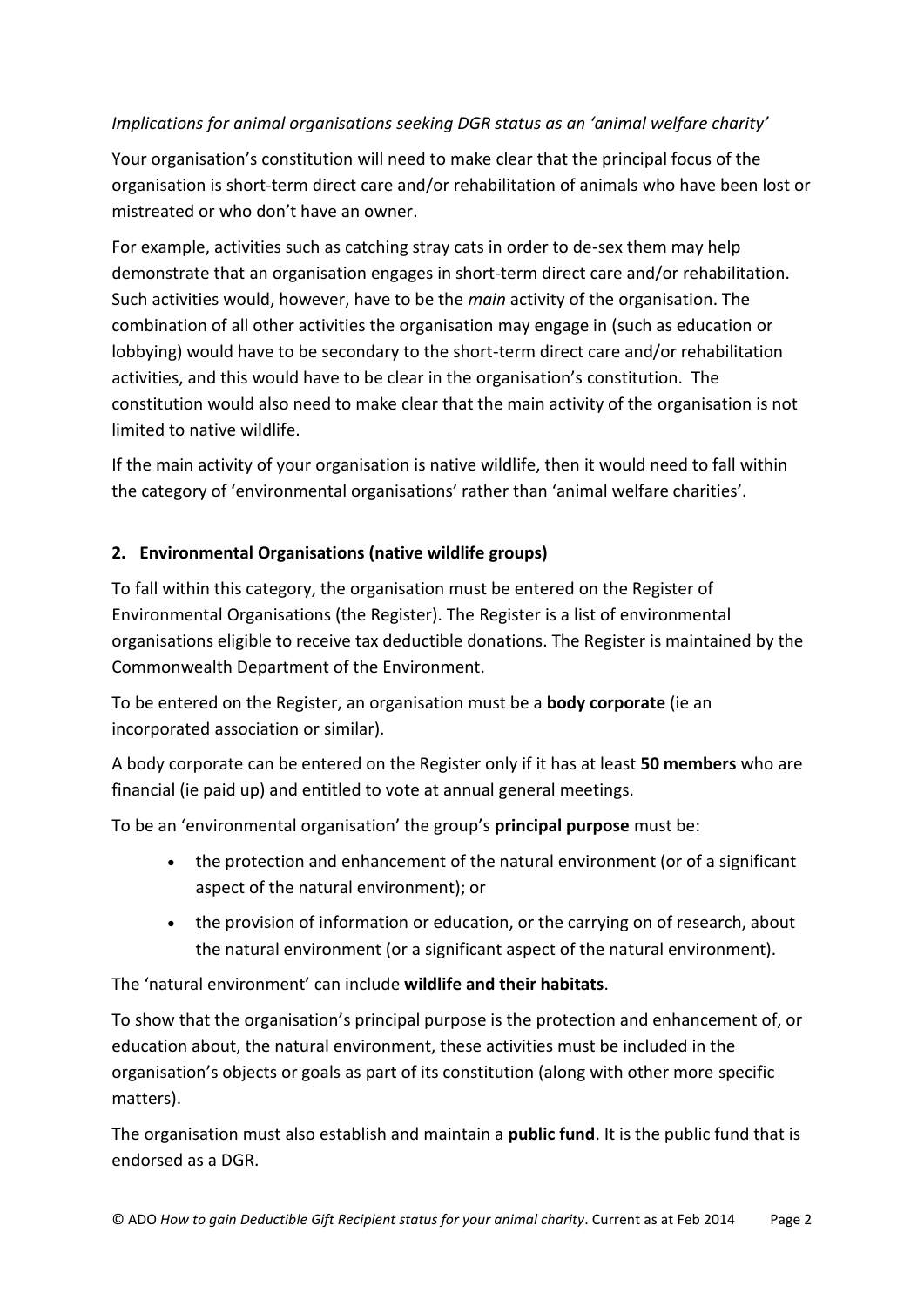*Implications for animal organisations seeking DGR status as an 'animal welfare charity'*

Your organisation's constitution will need to make clear that the principal focus of the organisation is short-term direct care and/or rehabilitation of animals who have been lost or mistreated or who don't have an owner.

For example, activities such as catching stray cats in order to de-sex them may help demonstrate that an organisation engages in short-term direct care and/or rehabilitation. Such activities would, however, have to be the *main* activity of the organisation. The combination of all other activities the organisation may engage in (such as education or lobbying) would have to be secondary to the short-term direct care and/or rehabilitation activities, and this would have to be clear in the organisation's constitution. The constitution would also need to make clear that the main activity of the organisation is not limited to native wildlife.

If the main activity of your organisation is native wildlife, then it would need to fall within the category of 'environmental organisations' rather than 'animal welfare charities'.

## 2. Environmental Organisations (native wildlife groups)

To fall within this category, the organisation must be entered on the Register of Environmental Organisations (the Register). The Register is a list of environmental organisations eligible to receive tax deductible donations. The Register is maintained by the Commonwealth Department of the Environment.

To be entered on the Register, an organisation must be a **body corporate** (ie an incorporated association or similar).

A body corporate can be entered on the Register only if it has at least **50 members** who are financial (ie paid up) and entitled to vote at annual general meetings.

To be an 'environmental organisation' the group's **principal purpose** must be:

- the protection and enhancement of the natural environment (or of a significant aspect of the natural environment); or
- the provision of information or education, or the carrying on of research, about the natural environment (or a significant aspect of the natural environment).

The 'natural environment' can include **wildlife and their habitats**.

To show that the organisation's principal purpose is the protection and enhancement of, or education about, the natural environment, these activities must be included in the organisation's objects or goals as part of its constitution (along with other more specific matters).

The organisation must also establish and maintain a **public fund**. It is the public fund that is endorsed as a DGR.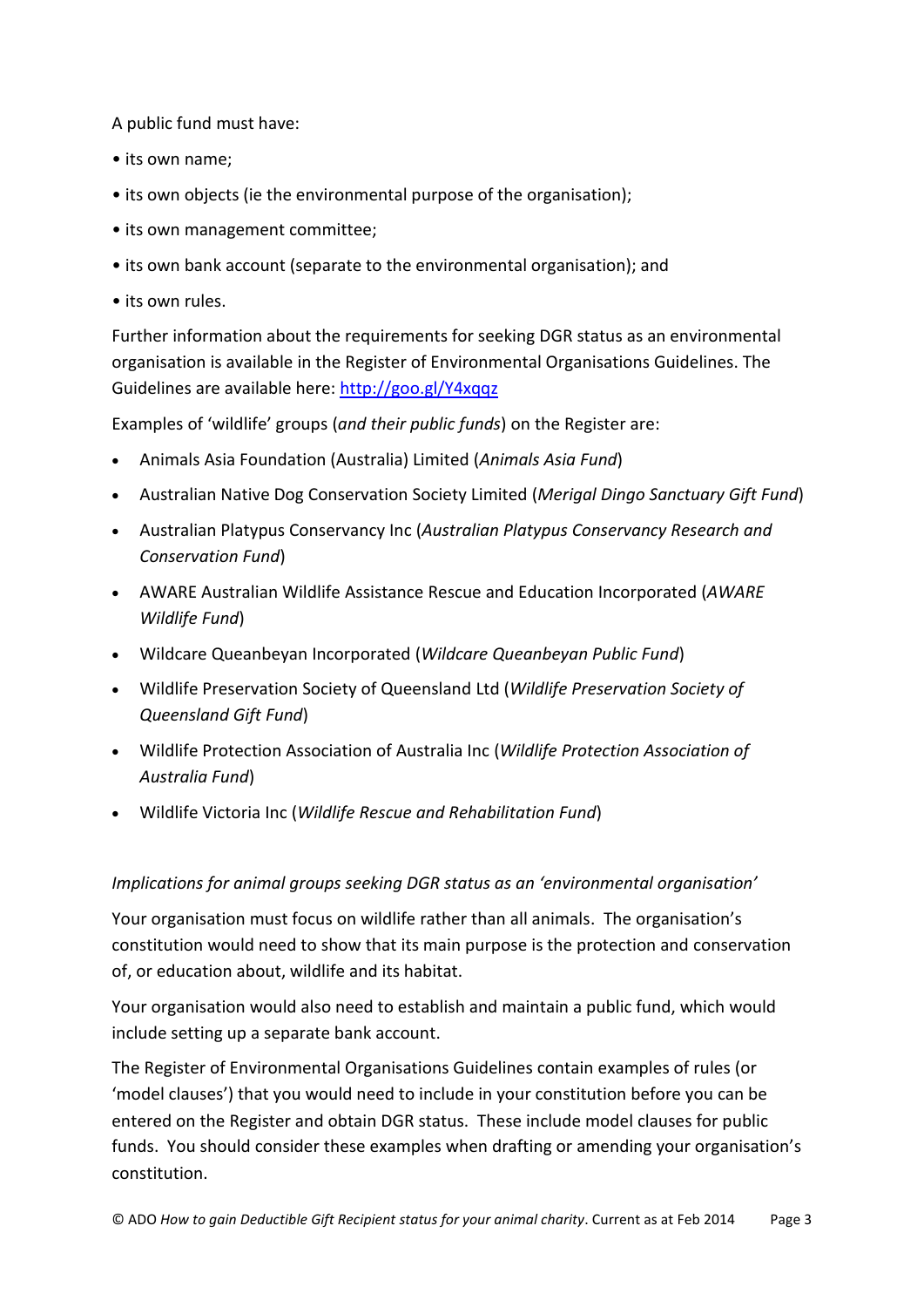A public fund must have:

- its own name;
- its own objects (ie the environmental purpose of the organisation);
- its own management committee;
- its own bank account (separate to the environmental organisation); and
- its own rules.

Further information about the requirements for seeking DGR status as an environmental organisation is available in the Register of Environmental Organisations Guidelines. The Guidelines are available here: [http://goo.gl/Y4xqqz](http://goo.gl/Y4xqqz)

Examples of 'wildlife' groups (*and their public funds*) on the Register are:

- Animals Asia Foundation (Australia) Limited (*Animals Asia Fund*)
- Australian Native Dog Conservation Society Limited (*Merigal Dingo Sanctuary Gift Fund*)
- Australian Platypus Conservancy Inc (*Australian Platypus Conservancy Research and Conservation Fund*)
- AWARE Australian Wildlife Assistance Rescue and Education Incorporated (*AWARE Wildlife Fund*)
- Wildcare Queanbeyan Incorporated (*Wildcare Queanbeyan Public Fund*)
- Wildlife Preservation Society of Queensland Ltd (*Wildlife Preservation Society of Queensland Gift Fund*)
- Wildlife Protection Association of Australia Inc (*Wildlife Protection Association of Australia Fund*)
- Wildlife Victoria Inc (*Wildlife Rescue and Rehabilitation Fund*)

*Implications for animal groups seeking DGR status as an 'environmental organisation'*

Your organisation must focus on wildlife rather than all animals. The organisation's constitution would need to show that its main purpose is the protection and conservation of, or education about, wildlife and its habitat.

Your organisation would also need to establish and maintain a public fund, which would include setting up a separate bank account.

The Register of Environmental Organisations Guidelines contain examples of rules (or 'model clauses') that you would need to include in your constitution before you can be entered on the Register and obtain DGR status. These include model clauses for public funds. You should consider these examples when drafting or amending your organisation's constitution.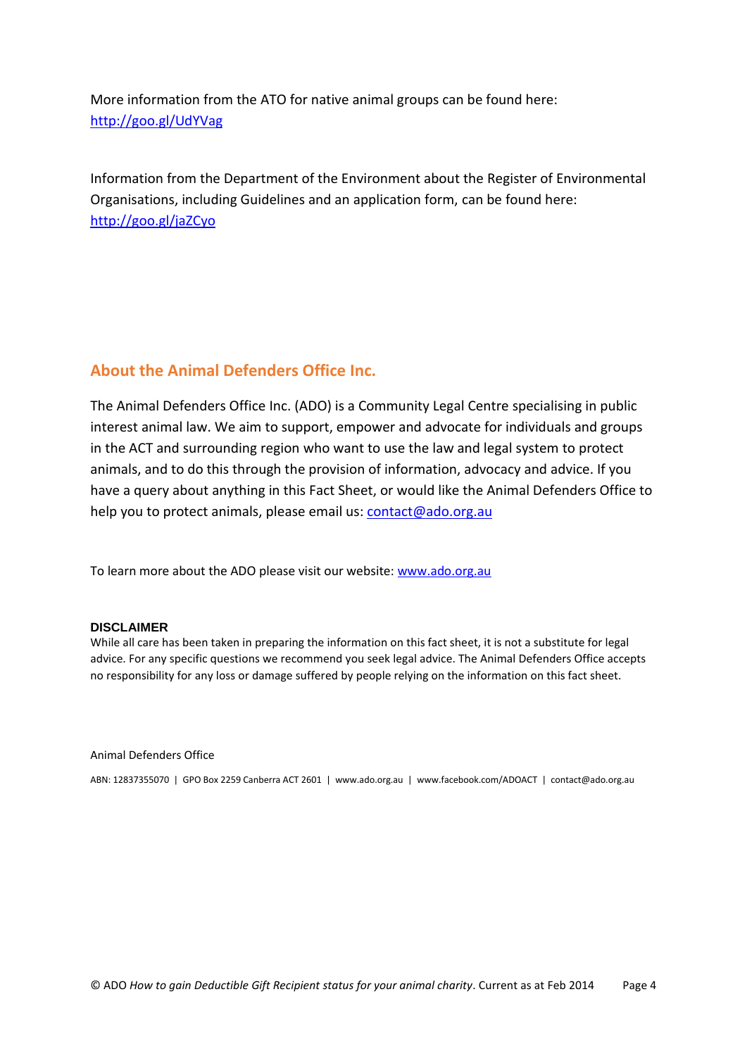More information from the ATO for native animal groups can be found here: http://goo.gl/UdYVag

Information from the Department of the Environment about the Register of Environmental Organisations, including Guidelines and an application form, can be found here: http://goo.gl/jaZCyo

## About the Animal Defenders Office Inc.

The Animal Defenders Office Inc. (ADO) is a Community Legal Centre specialising in public interest animal law. We aim to support, empower and advocate for individuals and groups in the ACT and surrounding region who want to use the law and legal system to protect animals, and to do this through the provision of information, advocacy and advice. If you have a query about anything in this Fact Sheet, or would like the Animal Defenders Office to help you to protect animals, please email us: contact@ado.org.au

To learn more about the ADO please visit our website: www.ado.org.au

**DISCLAIMER**

While all care has been taken in preparing the information on this fact sheet, it is not a substitute for legal advice. For any specific questions we recommend you seek legal advice. The Animal Defenders Office accepts no responsibility for any loss or damage suffered by people relying on the information on this fact sheet.

Animal Defenders Office

ABN: 12837355070 | GPO Box 2259 Canberra ACT 2601 | www.ado.org.au | www.facebook.com/ADOACT | contact@ado.org.au